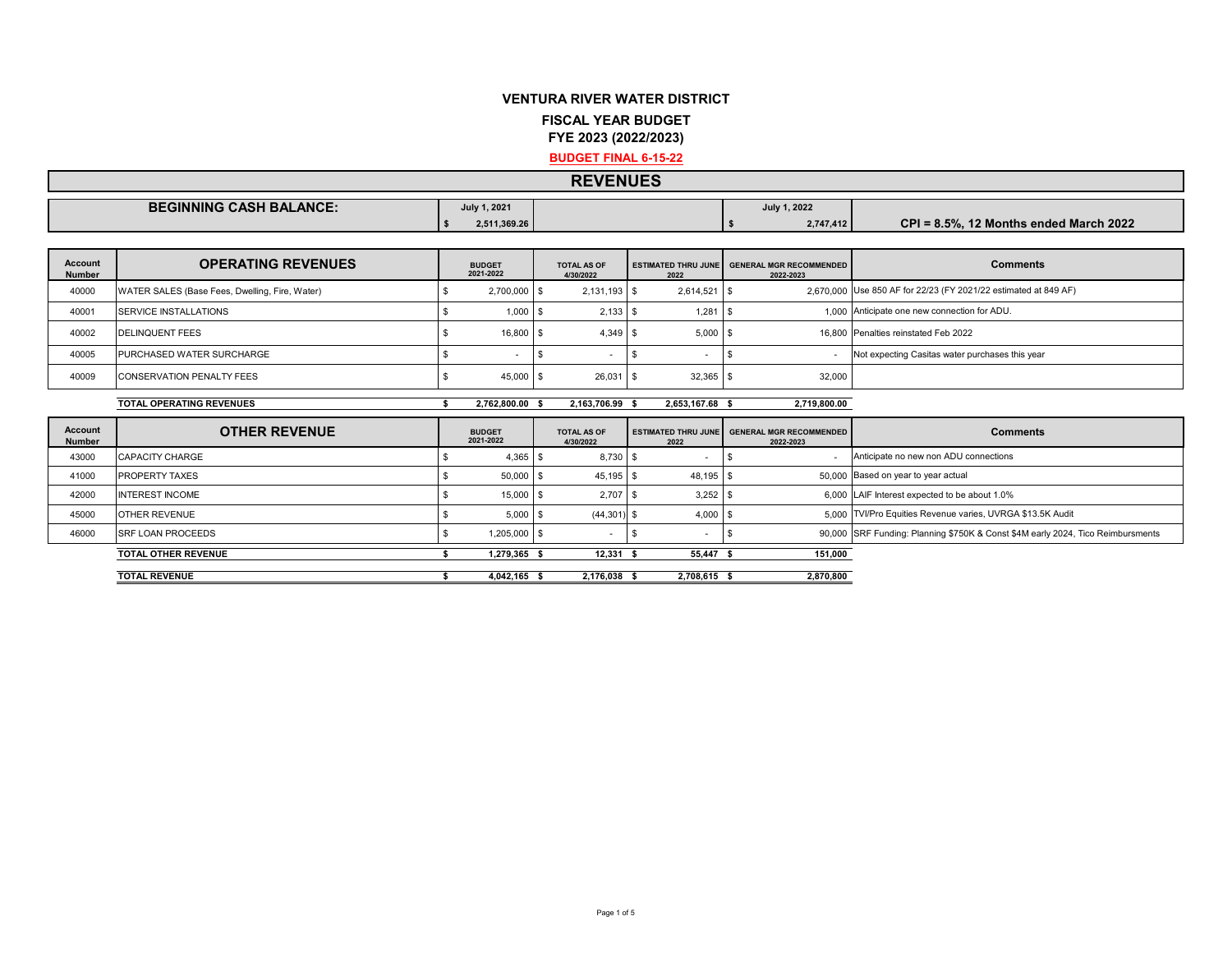# VENTURA RIVER WATER DISTRICT

## FISCAL YEAR BUDGET

## FYE 2023 (2022/2023)

**BUDGET FINAL 6-15-22**

## REVENUES

| BEGINNING CASH BALANCE: | July 1, 2021 | July 1, 2022 | |
|---|---|---|---|
| | $ 2,511,369.26 | $ 2,747,412 | CPI = 8.5%, 12 Months ended March 2022 |

| Account Number | OPERATING REVENUES | BUDGET 2021-2022 | TOTAL AS OF 4/30/2022 | ESTIMATED THRU JUNE 2022 | GENERAL MGR RECOMMENDED 2022-2023 | Comments |
|---|---|---|---|---|---|---|
| 40000 | WATER SALES (Base Fees, Dwelling, Fire, Water) | $ 2,700,000 | $ 2,131,193 | $ 2,614,521 | $ 2,670,000 | Use 850 AF for 22/23 (FY 2021/22 estimated at 849 AF) |
| 40001 | SERVICE INSTALLATIONS | $ 1,000 | $ 2,133 | $ 1,281 | $ 1,000 | Anticipate one new connection for ADU. |
| 40002 | DELINQUENT FEES | $ 16,800 | $ 4,349 | $ 5,000 | $ 16,800 | Penalties reinstated Feb 2022 |
| 40005 | PURCHASED WATER SURCHARGE | $ - | $ - | $ - | $ - | Not expecting Casitas water purchases this year |
| 40009 | CONSERVATION PENALTY FEES | $ 45,000 | $ 26,031 | $ 32,365 | $ 32,000 | |
| | **TOTAL OPERATING REVENUES** | **$ 2,762,800.00** | **$ 2,163,706.99** | **$ 2,653,167.68** | **$ 2,719,800.00** | |

| Account Number | OTHER REVENUE | BUDGET 2021-2022 | TOTAL AS OF 4/30/2022 | ESTIMATED THRU JUNE 2022 | GENERAL MGR RECOMMENDED 2022-2023 | Comments |
|---|---|---|---|---|---|---|
| 43000 | CAPACITY CHARGE | $ 4,365 | $ 8,730 | $ - | $ - | Anticipate no new non ADU connections |
| 41000 | PROPERTY TAXES | $ 50,000 | $ 45,195 | $ 48,195 | $ 50,000 | Based on year to year actual |
| 42000 | INTEREST INCOME | $ 15,000 | $ 2,707 | $ 3,252 | $ 6,000 | LAIF Interest expected to be about 1.0% |
| 45000 | OTHER REVENUE | $ 5,000 | $ (44,301) | $ 4,000 | $ 5,000 | TVI/Pro Equities Revenue varies, UVRGA $13.5K Audit |
| 46000 | SRF LOAN PROCEEDS | $ 1,205,000 | $ - | $ - | $ 90,000 | SRF Funding: Planning $750K & Const $4M early 2024, Tico Reimbursments |
| | **TOTAL OTHER REVENUE** | **$ 1,279,365** | **$ 12,331** | **$ 55,447** | **$ 151,000** | |
| | **TOTAL REVENUE** | **$ 4,042,165** | **$ 2,176,038** | **$ 2,708,615** | **$ 2,870,800** | |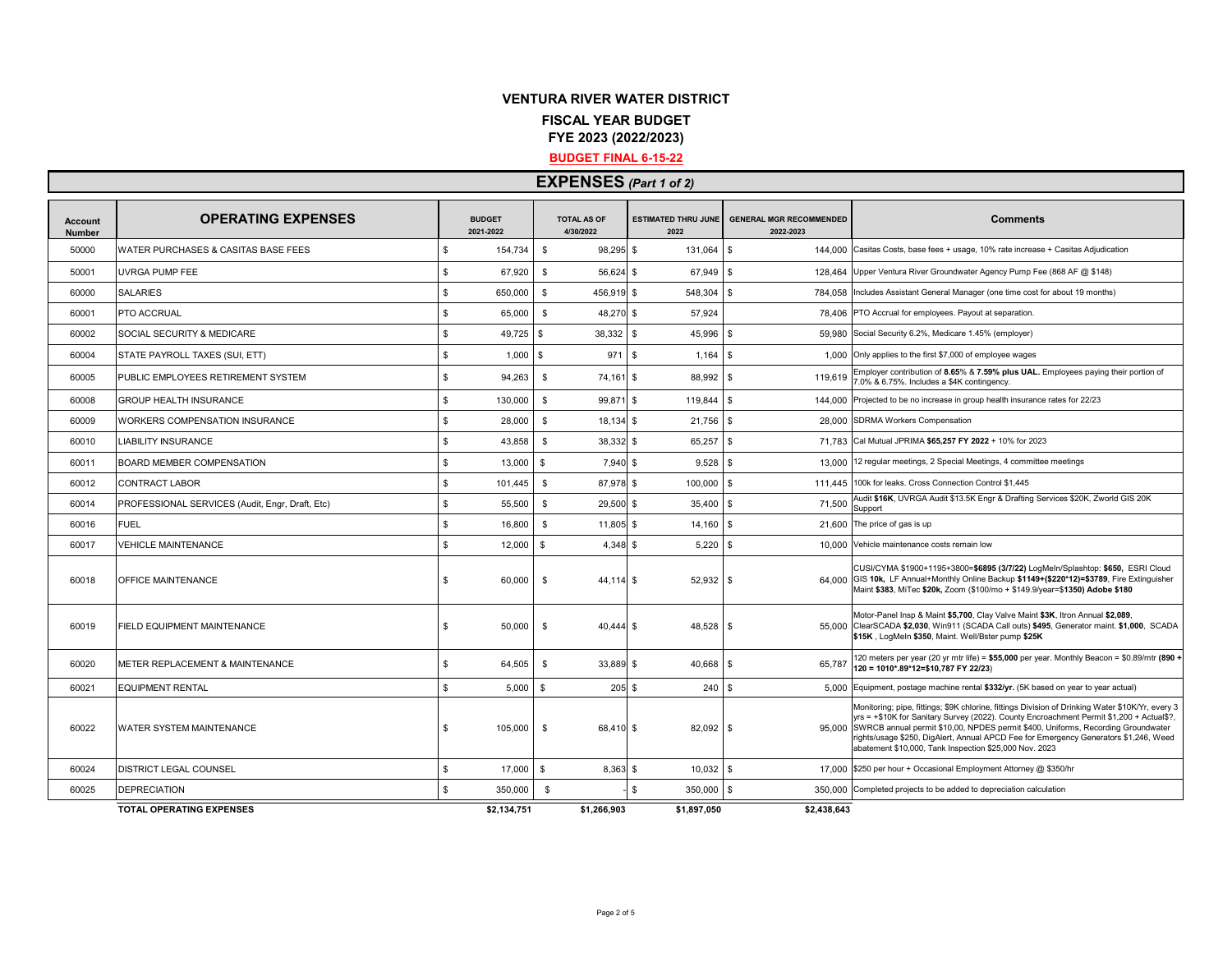# VENTURA RIVER WATER DISTRICT

## FISCAL YEAR BUDGET

## FYE 2023 (2022/2023)

**BUDGET FINAL 6-15-22**

## EXPENSES *(Part 1 of 2)*

| Account Number | OPERATING EXPENSES | BUDGET 2021-2022 | TOTAL AS OF 4/30/2022 | ESTIMATED THRU JUNE 2022 | GENERAL MGR RECOMMENDED 2022-2023 | Comments |
|---|---|---|---|---|---|---|
| 50000 | WATER PURCHASES & CASITAS BASE FEES | $ 154,734 | $ 98,295 | $ 131,064 | $ 144,000 | Casitas Costs, base fees + usage, 10% rate increase + Casitas Adjudication |
| 50001 | UVRGA PUMP FEE | $ 67,920 | $ 56,624 | $ 67,949 | $ 128,464 | Upper Ventura River Groundwater Agency Pump Fee (868 AF @ $148) |
| 60000 | SALARIES | $ 650,000 | $ 456,919 | $ 548,304 | $ 784,058 | Includes Assistant General Manager (one time cost for about 19 months) |
| 60001 | PTO ACCRUAL | $ 65,000 | $ 48,270 | $ 57,924 | 78,406 | PTO Accrual for employees. Payout at separation. |
| 60002 | SOCIAL SECURITY & MEDICARE | $ 49,725 | $ 38,332 | $ 45,996 | $ 59,980 | Social Security 6.2%, Medicare 1.45% (employer) |
| 60004 | STATE PAYROLL TAXES (SUI, ETT) | $ 1,000 | $ 971 | $ 1,164 | $ 1,000 | Only applies to the first $7,000 of employee wages |
| 60005 | PUBLIC EMPLOYEES RETIREMENT SYSTEM | $ 94,263 | $ 74,161 | $ 88,992 | $ 119,619 | Employer contribution of **8.65**% & **7.59% plus UAL.** Employees paying their portion of 7.0% & 6.75%. Includes a $4K contingency. |
| 60008 | GROUP HEALTH INSURANCE | $ 130,000 | $ 99,871 | $ 119,844 | $ 144,000 | Projected to be no increase in group health insurance rates for 22/23 |
| 60009 | WORKERS COMPENSATION INSURANCE | $ 28,000 | $ 18,134 | $ 21,756 | $ 28,000 | SDRMA Workers Compensation |
| 60010 | LIABILITY INSURANCE | $ 43,858 | $ 38,332 | $ 65,257 | $ 71,783 | Cal Mutual JPRIMA **$65,257 FY 2022** + 10% for 2023 |
| 60011 | BOARD MEMBER COMPENSATION | $ 13,000 | $ 7,940 | $ 9,528 | $ 13,000 | 12 regular meetings, 2 Special Meetings, 4 committee meetings |
| 60012 | CONTRACT LABOR | $ 101,445 | $ 87,978 | $ 100,000 | $ 111,445 | 100k for leaks. Cross Connection Control $1,445 |
| 60014 | PROFESSIONAL SERVICES (Audit, Engr, Draft, Etc) | $ 55,500 | $ 29,500 | $ 35,400 | $ 71,500 | Audit **$16K**, UVRGA Audit $13.5K Engr & Drafting Services $20K, Zworld GIS 20K Support |
| 60016 | FUEL | $ 16,800 | $ 11,805 | $ 14,160 | $ 21,600 | The price of gas is up |
| 60017 | VEHICLE MAINTENANCE | $ 12,000 | $ 4,348 | $ 5,220 | $ 10,000 | Vehicle maintenance costs remain low |
| 60018 | OFFICE MAINTENANCE | $ 60,000 | $ 44,114 | $ 52,932 | $ 64,000 | CUSI/CYMA $1900+1195+3800=**$6895 (3/7/22)** LogMeIn/Splashtop: **$650,** ESRI Cloud GIS **10k,** LF Annual+Monthly Online Backup **$1149+($220*12)=$3789**, Fire Extinguisher Maint **$383**, MiTec **$20k,** Zoom ($100/mo + $149.9/year=$**1350) Adobe $180** |
| 60019 | FIELD EQUIPMENT MAINTENANCE | $ 50,000 | $ 40,444 | $ 48,528 | $ 55,000 | Motor-Panel Insp & Maint **$5,700**, Clay Valve Maint **$3K**, Itron Annual **$2,089**, ClearSCADA **$2,030**, Win911 (SCADA Call outs) **$495**, Generator maint. **$1,000**, SCADA **$15K** , LogMeIn **$350**, Maint. Well/Bster pump **$25K** |
| 60020 | METER REPLACEMENT & MAINTENANCE | $ 64,505 | $ 33,889 | $ 40,668 | $ 65,787 | 120 meters per year (20 yr mtr life) = **$55,000** per year. Monthly Beacon = $0.89/mtr **(890 + 120 = 1010*.89*12=$10,787 FY 22/23**) |
| 60021 | EQUIPMENT RENTAL | $ 5,000 | $ 205 | $ 240 | $ 5,000 | Equipment, postage machine rental **$332/yr.** (5K based on year to year actual) |
| 60022 | WATER SYSTEM MAINTENANCE | $ 105,000 | $ 68,410 | $ 82,092 | $ 95,000 | Monitoring; pipe, fittings; $9K chlorine, fittings Division of Drinking Water $10K/Yr, every 3 yrs = +$10K for Sanitary Survey (2022). County Encroachment Permit $1,200 + Actual$?, SWRCB annual permit $10,00, NPDES permit $400, Uniforms, Recording Groundwater rights/usage $250, DigAlert, Annual APCD Fee for Emergency Generators $1,246, Weed abatement $10,000, Tank Inspection $25,000 Nov. 2023 |
| 60024 | DISTRICT LEGAL COUNSEL | $ 17,000 | $ 8,363 | $ 10,032 | $ 17,000 | $250 per hour + Occasional Employment Attorney @ $350/hr |
| 60025 | DEPRECIATION | $ 350,000 | $ - | $ 350,000 | $ 350,000 | Completed projects to be added to depreciation calculation |
| | **TOTAL OPERATING EXPENSES** | **$2,134,751** | **$1,266,903** | **$1,897,050** | **$2,438,643** | |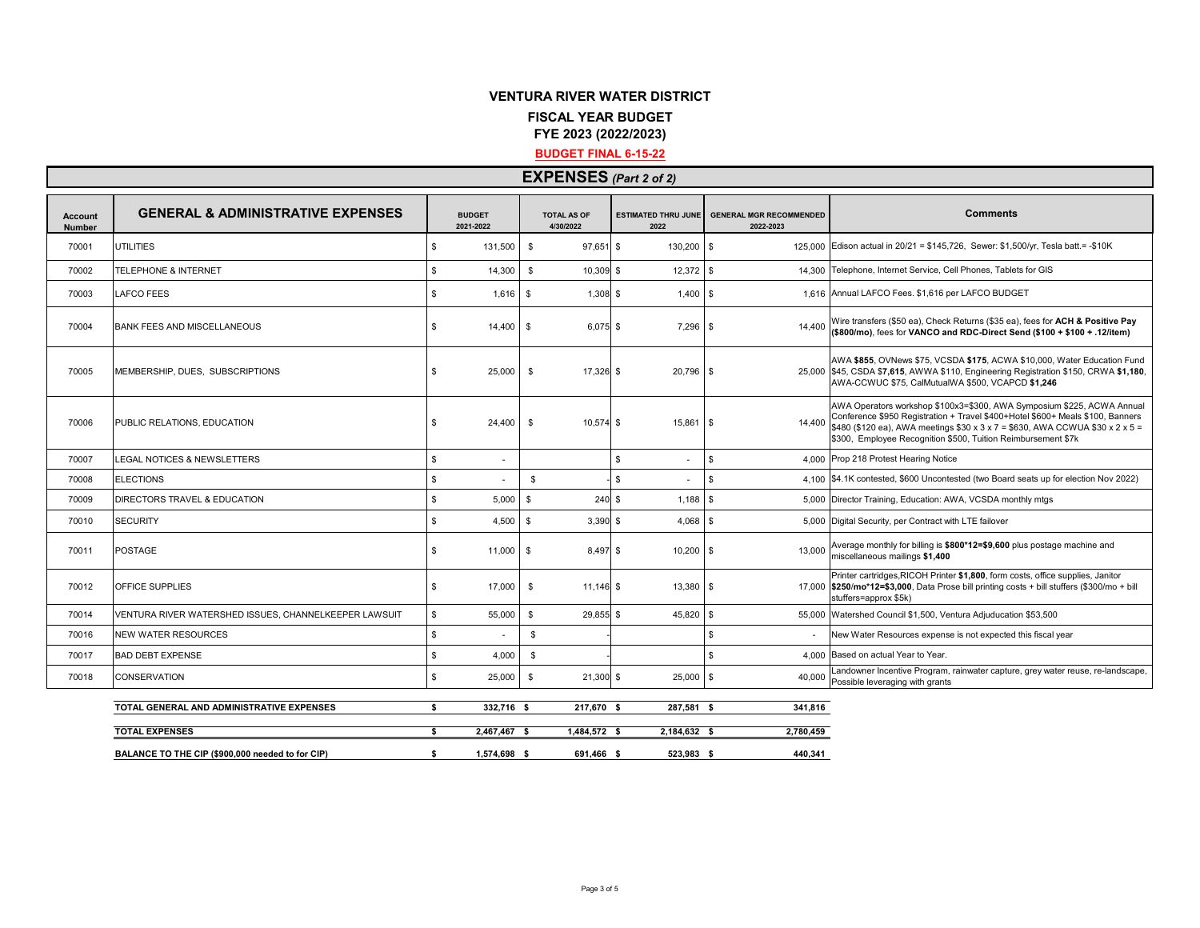# VENTURA RIVER WATER DISTRICT

## FISCAL YEAR BUDGET

### FYE 2023 (2022/2023)

**BUDGET FINAL 6-15-22**

## EXPENSES *(Part 2 of 2)*

| Account Number | GENERAL & ADMINISTRATIVE EXPENSES | BUDGET 2021-2022 | TOTAL AS OF 4/30/2022 | ESTIMATED THRU JUNE 2022 | GENERAL MGR RECOMMENDED 2022-2023 | Comments |
|---|---|---|---|---|---|---|
| 70001 | UTILITIES | $ 131,500 | $ 97,651 | $ 130,200 | $ 125,000 | Edison actual in 20/21 = $145,726, Sewer: $1,500/yr, Tesla batt.= -$10K |
| 70002 | TELEPHONE & INTERNET | $ 14,300 | $ 10,309 | $ 12,372 | $ 14,300 | Telephone, Internet Service, Cell Phones, Tablets for GIS |
| 70003 | LAFCO FEES | $ 1,616 | $ 1,308 | $ 1,400 | $ 1,616 | Annual LAFCO Fees. $1,616 per LAFCO BUDGET |
| 70004 | BANK FEES AND MISCELLANEOUS | $ 14,400 | $ 6,075 | $ 7,296 | $ 14,400 | Wire transfers ($50 ea), Check Returns ($35 ea), fees for **ACH & Positive Pay ($800/mo)**, fees for **VANCO and RDC-Direct Send ($100 + $100 + .12/item)** |
| 70005 | MEMBERSHIP, DUES, SUBSCRIPTIONS | $ 25,000 | $ 17,326 | $ 20,796 | $ 25,000 | AWA **$855**, OVNews $75, VCSDA **$175**, ACWA $10,000, Water Education Fund $45, CSDA $**7,615**, AWWA $110, Engineering Registration $150, CRWA **$1,180**, AWA-CCWUC $75, CalMutualWA $500, VCAPCD **$1,246** |
| 70006 | PUBLIC RELATIONS, EDUCATION | $ 24,400 | $ 10,574 | $ 15,861 | $ 14,400 | AWA Operators workshop $100x3=$300, AWA Symposium $225, ACWA Annual Conference $950 Registration + Travel $400+Hotel $600+ Meals $100, Banners $480 ($120 ea), AWA meetings $30 x 3 x 7 = $630, AWA CCWUA $30 x 2 x 5 = $300, Employee Recognition $500, Tuition Reimbursement $7k |
| 70007 | LEGAL NOTICES & NEWSLETTERS | $ - | | $ - | $ 4,000 | Prop 218 Protest Hearing Notice |
| 70008 | ELECTIONS | $ - | $ - | $ - | $ 4,100 | $4.1K contested, $600 Uncontested (two Board seats up for election Nov 2022) |
| 70009 | DIRECTORS TRAVEL & EDUCATION | $ 5,000 | $ 240 | $ 1,188 | $ 5,000 | Director Training, Education: AWA, VCSDA monthly mtgs |
| 70010 | SECURITY | $ 4,500 | $ 3,390 | $ 4,068 | $ 5,000 | Digital Security, per Contract with LTE failover |
| 70011 | POSTAGE | $ 11,000 | $ 8,497 | $ 10,200 | $ 13,000 | Average monthly for billing is **$800*12=$9,600** plus postage machine and miscellaneous mailings **$1,400** |
| 70012 | OFFICE SUPPLIES | $ 17,000 | $ 11,146 | $ 13,380 | $ 17,000 | Printer cartridges,RICOH Printer **$1,800**, form costs, office supplies, Janitor **$250/mo*12=$3,000**, Data Prose bill printing costs + bill stuffers ($300/mo + bill stuffers=approx $5k) |
| 70014 | VENTURA RIVER WATERSHED ISSUES, CHANNELKEEPER LAWSUIT | $ 55,000 | $ 29,855 | $ 45,820 | $ 55,000 | Watershed Council $1,500, Ventura Adjudication $53,500 |
| 70016 | NEW WATER RESOURCES | $ - | $ - | | $ - | New Water Resources expense is not expected this fiscal year |
| 70017 | BAD DEBT EXPENSE | $ 4,000 | $ - | | $ 4,000 | Based on actual Year to Year. |
| 70018 | CONSERVATION | $ 25,000 | $ 21,300 | $ 25,000 | $ 40,000 | Landowner Incentive Program, rainwater capture, grey water reuse, re-landscape, Possible leveraging with grants |
| | **TOTAL GENERAL AND ADMINISTRATIVE EXPENSES** | **$ 332,716** | **$ 217,670** | **$ 287,581** | **$ 341,816** | |
| | **TOTAL EXPENSES** | **$ 2,467,467** | **$ 1,484,572** | **$ 2,184,632** | **$ 2,780,459** | |
| | **BALANCE TO THE CIP ($900,000 needed to for CIP)** | **$ 1,574,698** | **$ 691,466** | **$ 523,983** | **$ 440,341** | |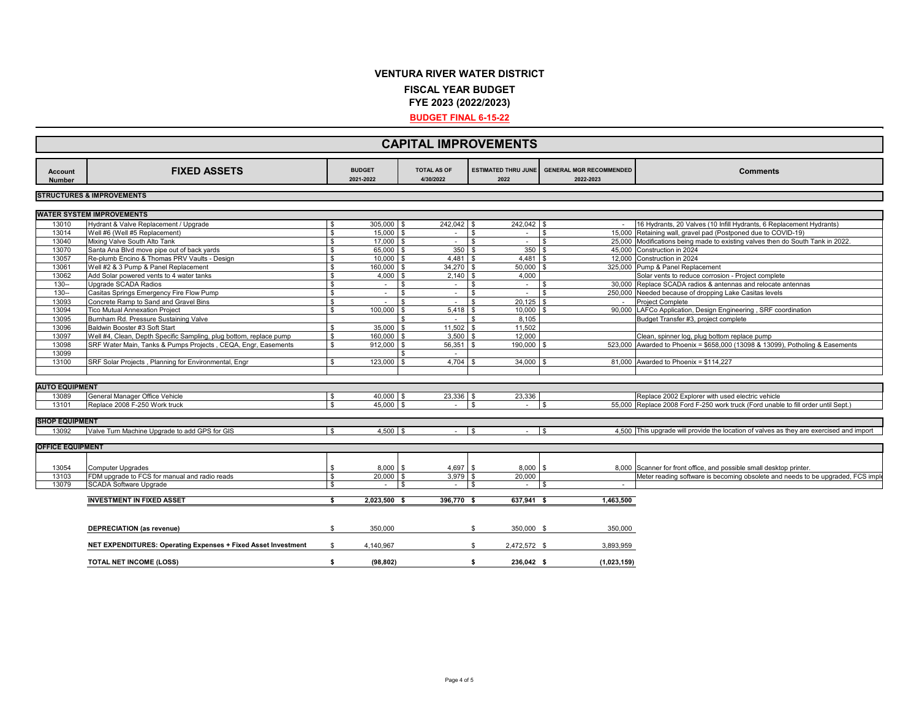# VENTURA RIVER WATER DISTRICT

## FISCAL YEAR BUDGET

## FYE 2023 (2022/2023)

**BUDGET FINAL 6-15-22**

## CAPITAL IMPROVEMENTS

| Account Number | FIXED ASSETS | BUDGET 2021-2022 | TOTAL AS OF 4/30/2022 | ESTIMATED THRU JUNE 2022 | GENERAL MGR RECOMMENDED 2022-2023 | Comments |
|---|---|---|---|---|---|---|
| **STRUCTURES & IMPROVEMENTS** | | | | | | |
| **WATER SYSTEM IMPROVEMENTS** | | | | | | |
| 13010 | Hydrant & Valve Replacement / Upgrade | $ 305,000 | $ 242,042 | $ 242,042 | $ - | 16 Hydrants, 20 Valves (10 Infill Hydrants, 6 Replacement Hydrants) |
| 13014 | Well #6 (Well #5 Replacement) | $ 15,000 | $ - | $ - | $ 15,000 | Retaining wall, gravel pad (Postponed due to COVID-19) |
| 13040 | Mixing Valve South Alto Tank | $ 17,000 | $ - | $ - | $ 25,000 | Modifications being made to existing valves then do South Tank in 2022. |
| 13070 | Santa Ana Blvd move pipe out of back yards | $ 65,000 | $ 350 | $ 350 | $ 45,000 | Construction in 2024 |
| 13057 | Re-plumb Encino & Thomas PRV Vaults - Design | $ 10,000 | $ 4,481 | $ 4,481 | $ 12,000 | Construction in 2024 |
| 13061 | Well #2 & 3 Pump & Panel Replacement | $ 160,000 | $ 34,270 | $ 50,000 | $ 325,000 | Pump & Panel Replacement |
| 13062 | Add Solar powered vents to 4 water tanks | $ 4,000 | $ 2,140 | $ 4,000 | | Solar vents to reduce corrosion - Project complete |
| 130-- | Upgrade SCADA Radios | $ - | $ - | $ - | $ 30,000 | Replace SCADA radios & antennas and relocate antennas |
| 130-- | Casitas Springs Emergency Fire Flow Pump | $ - | $ - | $ - | $ 250,000 | Needed because of dropping Lake Casitas levels |
| 13093 | Concrete Ramp to Sand and Gravel Bins | $ - | $ - | $ 20,125 | $ - | Project Complete |
| 13094 | Tico Mutual Annexation Project | $ 100,000 | $ 5,418 | $ 10,000 | $ 90,000 | LAFCo Application, Design Engineering , SRF coordination |
| 13095 | Burnham Rd. Pressure Sustaining Valve | | $ - | $ 8,105 | | Budget Transfer #3, project complete |
| 13096 | Baldwin Booster #3 Soft Start | $ 35,000 | $ 11,502 | $ 11,502 | | |
| 13097 | Well #4, Clean, Depth Specific Sampling, plug bottom, replace pump | $ 160,000 | $ 3,500 | $ 12,000 | | Clean, spinner log, plug bottom replace pump |
| 13098 | SRF Water Main, Tanks & Pumps Projects , CEQA, Engr, Easements | $ 912,000 | $ 56,351 | $ 190,000 | $ 523,000 | Awarded to Phoenix = $658,000 (13098 & 13099), Potholing & Easements |
| 13099 | | | $ - | | | |
| 13100 | SRF Solar Projects , Planning for Environmental, Engr | $ 123,000 | $ 4,704 | $ 34,000 | $ 81,000 | Awarded to Phoenix = $114,227 |
| **AUTO EQUIPMENT** | | | | | | |
| 13089 | General Manager Office Vehicle | $ 40,000 | $ 23,336 | $ 23,336 | | Replace 2002 Explorer with used electric vehicle |
| 13101 | Replace 2008 F-250 Work truck | $ 45,000 | $ - | $ - | $ 55,000 | Replace 2008 Ford F-250 work truck (Ford unable to fill order until Sept.) |
| **SHOP EQUIPMENT** | | | | | | |
| 13092 | Valve Turn Machine Upgrade to add GPS for GIS | $ 4,500 | $ - | $ - | $ 4,500 | This upgrade will provide the location of valves as they are exercised and import |
| **OFFICE EQUIPMENT** | | | | | | |
| 13054 | Computer Upgrades | $ 8,000 | $ 4,697 | $ 8,000 | $ 8,000 | Scanner for front office, and possible small desktop printer. |
| 13103 | FDM upgrade to FCS for manual and radio reads | $ 20,000 | $ 3,979 | $ 20,000 | | Meter reading software is becoming obsolete and needs to be upgraded, FCS imple |
| 13079 | SCADA Software Upgrade | $ - | $ - | $ - | $ - | |
| | **INVESTMENT IN FIXED ASSET** | **$ 2,023,500** | **$ 396,770** | **$ 637,941** | **$ 1,463,500** | |
| | **DEPRECIATION (as revenue)** | $ 350,000 | | $ 350,000 | $ 350,000 | |
| | **NET EXPENDITURES: Operating Expenses + Fixed Asset Investment** | $ 4,140,967 | | $ 2,472,572 | $ 3,893,959 | |
| | **TOTAL NET INCOME (LOSS)** | **$ (98,802)** | | **$ 236,042** | **$ (1,023,159)** | |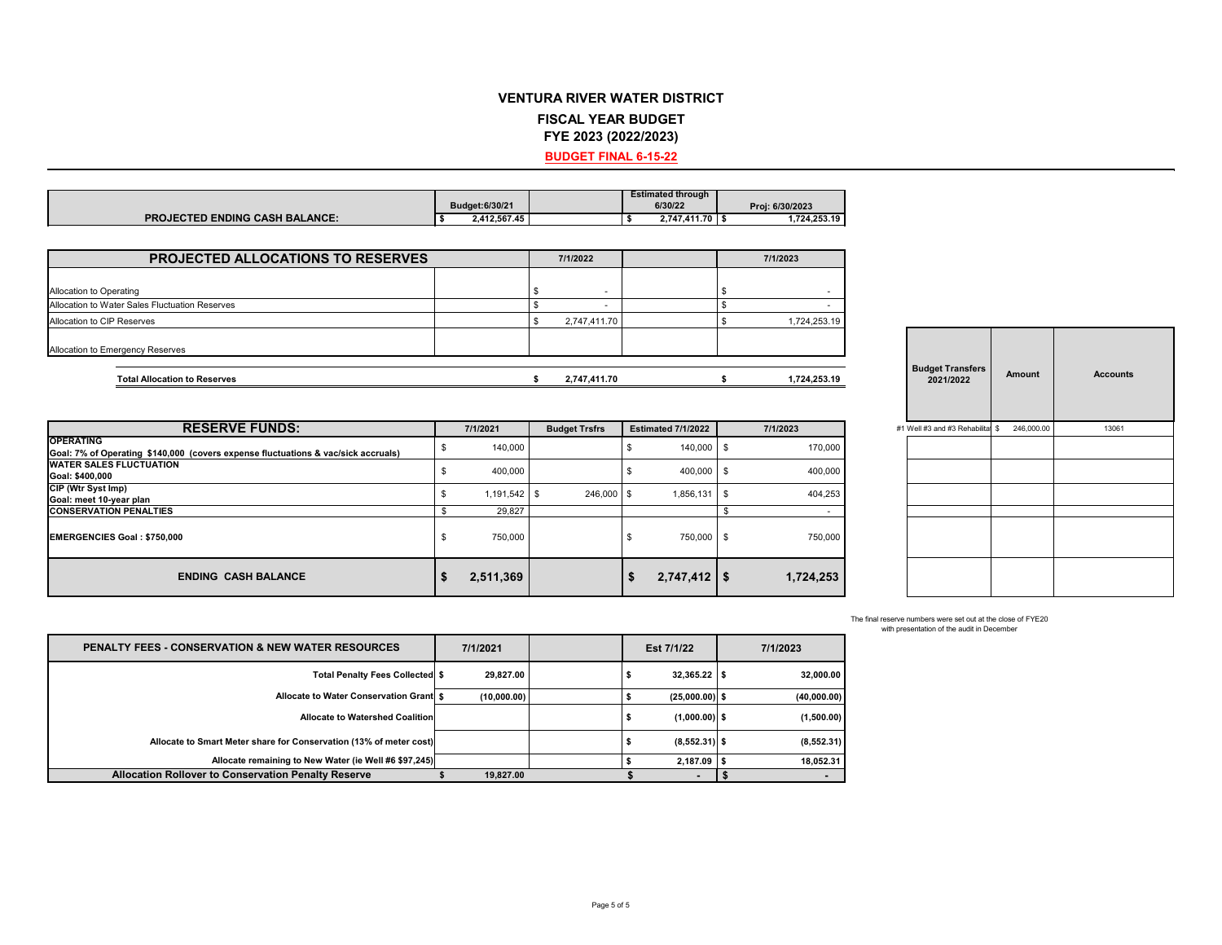# VENTURA RIVER WATER DISTRICT

## FISCAL YEAR BUDGET

## FYE 2023 (2022/2023)

**BUDGET FINAL 6-15-22**

| | Budget:6/30/21 | | Estimated through 6/30/22 | Proj: 6/30/2023 |
|---|---|---|---|---|
| **PROJECTED ENDING CASH BALANCE:** | $ 2,412,567.45 | | $ 2,747,411.70 | $ 1,724,253.19 |

| PROJECTED ALLOCATIONS TO RESERVES | | 7/1/2022 | | 7/1/2023 |
|---|---|---|---|---|
| Allocation to Operating | | $ - | | $ - |
| Allocation to Water Sales Fluctuation Reserves | | $ - | | $ - |
| Allocation to CIP Reserves | | $ 2,747,411.70 | | $ 1,724,253.19 |
| Allocation to Emergency Reserves | | | | |
| **Total Allocation to Reserves** | | **$ 2,747,411.70** | | **$ 1,724,253.19** |

| RESERVE FUNDS: | 7/1/2021 | Budget Trsfrs | Estimated 7/1/2022 | 7/1/2023 |
|---|---|---|---|---|
| **OPERATING** **Goal: 7% of Operating $140,000 (covers expense fluctuations & vac/sick accruals)** | $ 140,000 | | $ 140,000 | $ 170,000 |
| **WATER SALES FLUCTUATION** **Goal: $400,000** | $ 400,000 | | $ 400,000 | $ 400,000 |
| **CIP (Wtr Syst Imp)** **Goal: meet 10-year plan** | $ 1,191,542 | $ 246,000 | $ 1,856,131 | $ 404,253 |
| **CONSERVATION PENALTIES** | $ 29,827 | | | $ - |
| **EMERGENCIES Goal : $750,000** | $ 750,000 | | $ 750,000 | $ 750,000 |
| **ENDING CASH BALANCE** | **$ 2,511,369** | | **$ 2,747,412** | **$ 1,724,253** |

| Budget Transfers 2021/2022 | Amount | Accounts |
|---|---|---|
| #1 Well #3 and #3 Rehabilita | $ 246,000.00 | 13061 |
| | | |
| | | |
| | | |
| | | |
| | | |
| | | |

The final reserve numbers were set out at the close of FYE20 with presentation of the audit in December

| PENALTY FEES - CONSERVATION & NEW WATER RESOURCES | 7/1/2021 | | Est 7/1/22 | 7/1/2023 |
|---|---|---|---|---|
| **Total Penalty Fees Collected** | $ 29,827.00 | | $ 32,365.22 | $ 32,000.00 |
| **Allocate to Water Conservation Grant** | $ (10,000.00) | | $ (25,000.00) | $ (40,000.00) |
| **Allocate to Watershed Coalition** | | | $ (1,000.00) | $ (1,500.00) |
| **Allocate to Smart Meter share for Conservation (13% of meter cost)** | | | $ (8,552.31) | $ (8,552.31) |
| **Allocate remaining to New Water (ie Well #6 $97,245)** | | | $ 2,187.09 | $ 18,052.31 |
| **Allocation Rollover to Conservation Penalty Reserve** | $ 19,827.00 | | $ - | $ - |